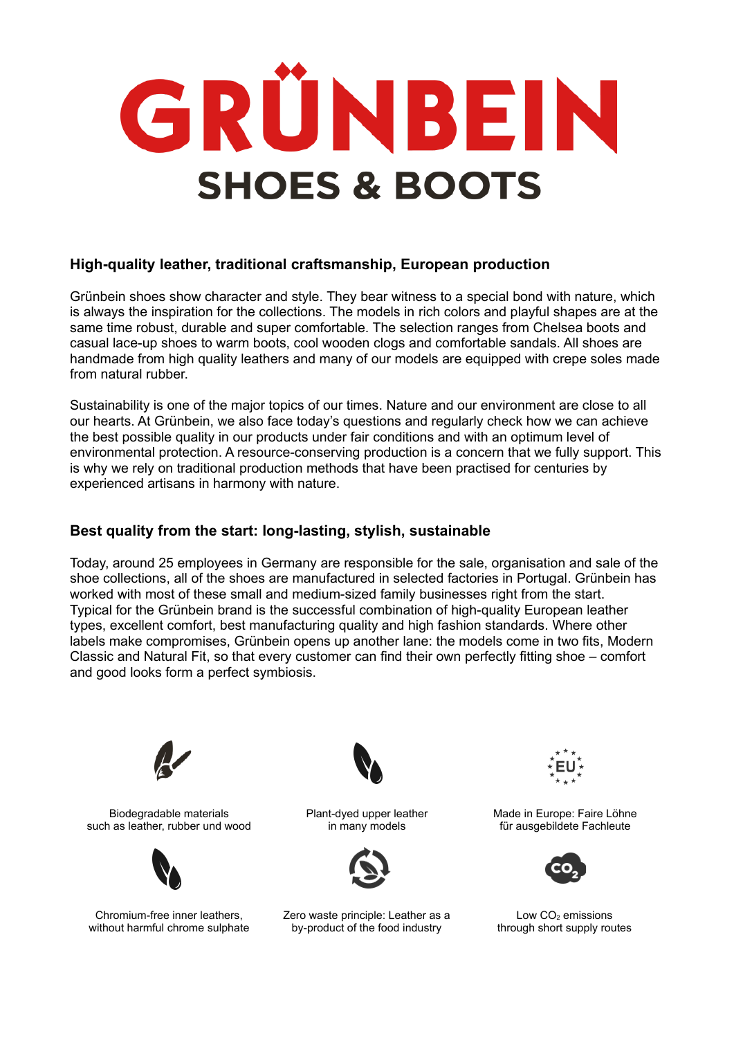# GRÜNBEIN

## SHOES & BOOTS

### High-quality leather, traditional craftsmanship, European production

Grünbein shoes show character and style. They bear witness to a special bond with nature, which is always the inspiration for the collections. The models in rich colors and playful shapes are at the same time robust, durable and super comfortable. The selection ranges from Chelsea boots and casual lace-up shoes to warm boots, cool wooden clogs and comfortable sandals. All shoes are handmade from high quality leathers and many of our models are equipped with crepe soles made from natural rubber.

Sustainability is one of the major topics of our times. Nature and our environment are close to all our hearts. At Grünbein, we also face today's questions and regularly check how we can achieve the best possible quality in our products under fair conditions and with an optimum level of environmental protection. A resource-conserving production is a concern that we fully support. This is why we rely on traditional production methods that have been practised for centuries by experienced artisans in harmony with nature.

### Best quality from the start: long-lasting, stylish, sustainable

Today, around 25 employees in Germany are responsible for the sale, organisation and sale of the shoe collections, all of the shoes are manufactured in selected factories in Portugal. Grünbein has worked with most of these small and medium-sized family businesses right from the start. Typical for the Grünbein brand is the successful combination of high-quality European leather types, excellent comfort, best manufacturing quality and high fashion standards. Where other labels make compromises, Grünbein opens up another lane: the models come in two fits, Modern Classic and Natural Fit, so that every customer can find their own perfectly fitting shoe – comfort and good looks form a perfect symbiosis.

Biodegradable materials such as leather, rubber und wood

Plant-dyed upper leather in many models

Made in Europe: Faire Löhne für ausgebildete Fachleute

Chromium-free inner leathers, without harmful chrome sulphate

Zero waste principle: Leather as a by-product of the food industry

Low $CO_2$ emissions through short supply routes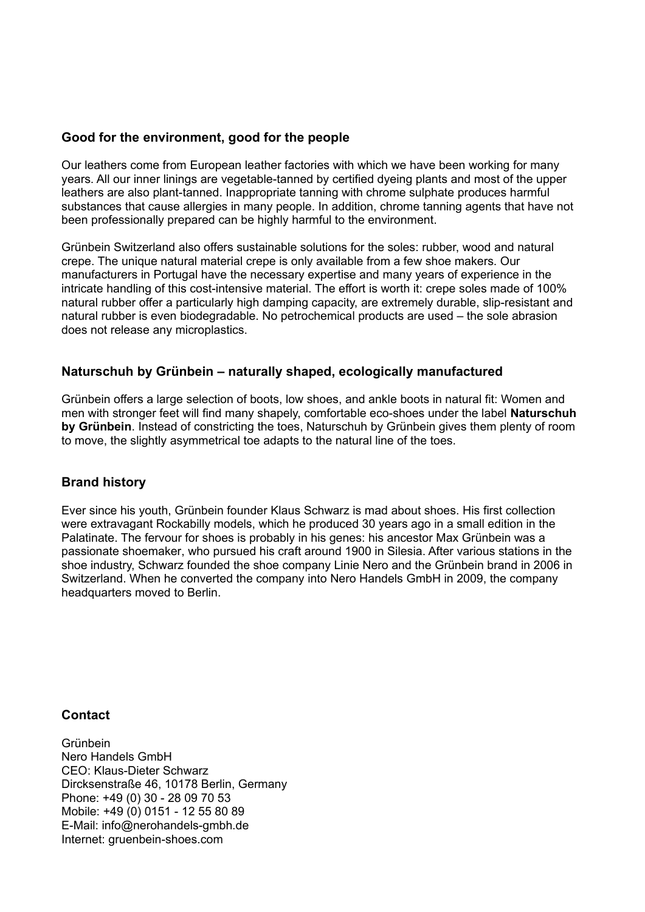## Good for the environment, good for the people

Our leathers come from European leather factories with which we have been working for many years. All our inner linings are vegetable-tanned by certified dyeing plants and most of the upper leathers are also plant-tanned. Inappropriate tanning with chrome sulphate produces harmful substances that cause allergies in many people. In addition, chrome tanning agents that have not been professionally prepared can be highly harmful to the environment.

Grünbein Switzerland also offers sustainable solutions for the soles: rubber, wood and natural crepe. The unique natural material crepe is only available from a few shoe makers. Our manufacturers in Portugal have the necessary expertise and many years of experience in the intricate handling of this cost-intensive material. The effort is worth it: crepe soles made of 100% natural rubber offer a particularly high damping capacity, are extremely durable, slip-resistant and natural rubber is even biodegradable. No petrochemical products are used – the sole abrasion does not release any microplastics.

## Naturschuh by Grünbein – naturally shaped, ecologically manufactured

Grünbein offers a large selection of boots, low shoes, and ankle boots in natural fit: Women and men with stronger feet will find many shapely, comfortable eco-shoes under the label **Naturschuh by Grünbein**. Instead of constricting the toes, Naturschuh by Grünbein gives them plenty of room to move, the slightly asymmetrical toe adapts to the natural line of the toes.

## Brand history

Ever since his youth, Grünbein founder Klaus Schwarz is mad about shoes. His first collection were extravagant Rockabilly models, which he produced 30 years ago in a small edition in the Palatinate. The fervour for shoes is probably in his genes: his ancestor Max Grünbein was a passionate shoemaker, who pursued his craft around 1900 in Silesia. After various stations in the shoe industry, Schwarz founded the shoe company Linie Nero and the Grünbein brand in 2006 in Switzerland. When he converted the company into Nero Handels GmbH in 2009, the company headquarters moved to Berlin.

## Contact

Grünbein
Nero Handels GmbH
CEO: Klaus-Dieter Schwarz
Dircksenstraße 46, 10178 Berlin, Germany
Phone: +49 (0) 30 - 28 09 70 53
Mobile: +49 (0) 0151 - 12 55 80 89
E-Mail: info@nerohandels-gmbh.de
Internet: gruenbein-shoes.com